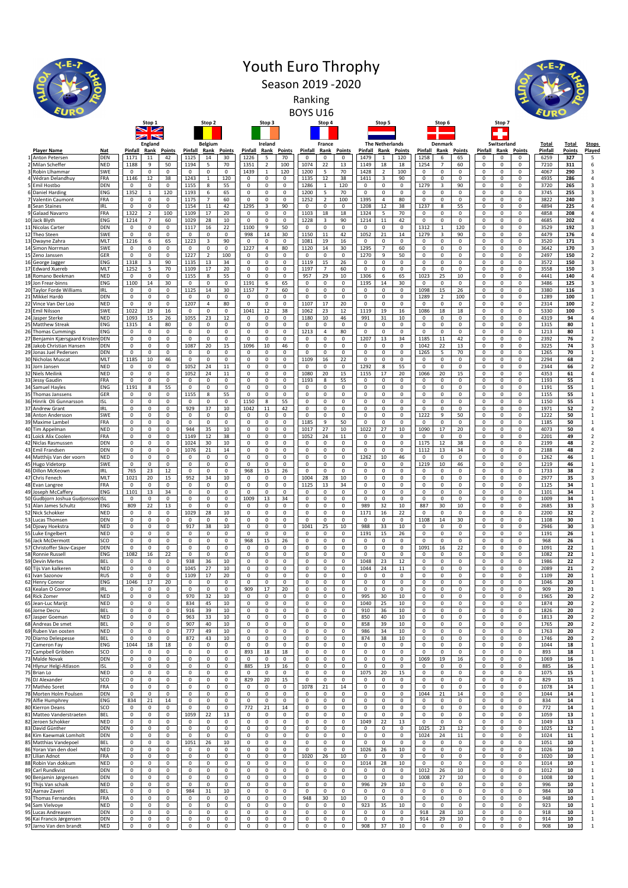# Youth Euro Throphy

## Season 2019 -2020

### Ranking

### BOYS U16

| | Player Name | Nat | Stop 1 England | | | Stop 2 Belgium | | | Stop 3 Ireland | | | Stop 4 France | | | Stop 5 The Netherlands | | | Stop 6 Denmark | | | Stop 7 Switserland | | | Total | Total | Stops |
|---|---|---|---|---|---|---|---|---|---|---|---|---|---|---|---|---|---|---|---|---|---|---|---|---|---|---|
| | | | Pinfall | Rank | Points | Pinfall | Rank | Points | Pinfall | Rank | Points | Pinfall | Rank | Points | Pinfall | Rank | Points | Pinfall | Rank | Points | Pinfall | Rank | Points | Pinfall | Points | Played |
| 1 | Anton Petersen | DEN | 1171 | 11 | 42 | 1125 | 14 | 30 | 1226 | 5 | 70 | 0 | 0 | 0 | 1479 | 1 | 120 | 1258 | 6 | 65 | 0 | 0 | 0 | 6259 | 327 | 5 |
| 2 | Milan Scheffer | NED | 1188 | 9 | 50 | 1194 | 5 | 70 | 1351 | 2 | 100 | 1074 | 22 | 13 | 1149 | 18 | 18 | 1254 | 7 | 60 | 0 | 0 | 0 | 7210 | 311 | 6 |
| 3 | Robin Llhammar | SWE | 0 | 0 | 0 | 0 | 0 | 0 | 1439 | 1 | 120 | 1200 | 5 | 70 | 1428 | 2 | 100 | 0 | 0 | 0 | 0 | 0 | 0 | 4067 | 290 | 3 |
| 4 | Védran Delandhuy | FRA | 1146 | 12 | 38 | 1243 | 1 | 120 | 0 | 0 | 0 | 1135 | 12 | 38 | 1411 | 3 | 90 | 0 | 0 | 0 | 0 | 0 | 0 | 4935 | 286 | 4 |
| 5 | Emil Hostbo | DEN | 0 | 0 | 0 | 1155 | 8 | 55 | 0 | 0 | 0 | 1286 | 1 | 120 | 0 | 0 | 0 | 1279 | 3 | 90 | 0 | 0 | 0 | 3720 | 265 | 3 |
| 6 | Daniel Harding | ENG | 1352 | 1 | 120 | 1193 | 6 | 65 | 0 | 0 | 0 | 1200 | 5 | 70 | 0 | 0 | 0 | 0 | 0 | 0 | 0 | 0 | 0 | 3745 | 255 | 3 |
| 7 | Valentin Caumont | FRA | 0 | 0 | 0 | 1175 | 7 | 60 | 0 | 0 | 0 | 1252 | 2 | 100 | 1395 | 4 | 80 | 0 | 0 | 0 | 0 | 0 | 0 | 3822 | 240 | 3 |
| 8 | Sean Staines | IRL | 0 | 0 | 0 | 1154 | 11 | 42 | 1295 | 3 | 90 | 0 | 0 | 0 | 1208 | 12 | 38 | 1237 | 8 | 55 | 0 | 0 | 0 | 4894 | 225 | 4 |
| 9 | Galaad Navarro | FRA | 1322 | 2 | 100 | 1109 | 17 | 20 | 0 | 0 | 0 | 1103 | 18 | 18 | 1324 | 5 | 70 | 0 | 0 | 0 | 0 | 0 | 0 | 4858 | 208 | 4 |
| 10 | Jack Blyth | ENG | 1214 | 7 | 60 | 1029 | 28 | 10 | 0 | 0 | 0 | 1228 | 3 | 90 | 1214 | 11 | 42 | 0 | 0 | 0 | 0 | 0 | 0 | 4685 | 202 | 4 |
| 11 | Nicolas Carter | DEN | 0 | 0 | 0 | 1117 | 16 | 22 | 1100 | 9 | 50 | 0 | 0 | 0 | 0 | 0 | 0 | 1312 | 1 | 120 | 0 | 0 | 0 | 3529 | 192 | 3 |
| 12 | Theo Steen | SWE | 0 | 0 | 0 | 0 | 0 | 0 | 998 | 14 | 30 | 1150 | 11 | 42 | 1052 | 21 | 14 | 1279 | 3 | 90 | 0 | 0 | 0 | 4479 | 176 | 4 |
| 13 | Dwayne Zahra | MLT | 1216 | 6 | 65 | 1223 | 3 | 90 | 0 | 0 | 0 | 1081 | 19 | 16 | 0 | 0 | 0 | 0 | 0 | 0 | 0 | 0 | 0 | 3520 | 171 | 3 |
| 14 | Simon Norrman | SWE | 0 | 0 | 0 | 0 | 0 | 0 | 1227 | 4 | 80 | 1120 | 14 | 30 | 1295 | 7 | 60 | 0 | 0 | 0 | 0 | 0 | 0 | 3642 | 170 | 3 |
| 15 | Zeno Janssen | GER | 0 | 0 | 0 | 1227 | 2 | 100 | 0 | 0 | 0 | 0 | 0 | 0 | 1270 | 9 | 50 | 0 | 0 | 0 | 0 | 0 | 0 | 2497 | 150 | 2 |
| 16 | George Jagger | ENG | 1318 | 3 | 90 | 1135 | 13 | 34 | 0 | 0 | 0 | 1119 | 15 | 26 | 0 | 0 | 0 | 0 | 0 | 0 | 0 | 0 | 0 | 3572 | 150 | 3 |
| 17 | Edward Xuereb | MLT | 1252 | 5 | 70 | 1109 | 17 | 20 | 0 | 0 | 0 | 1197 | 7 | 60 | 0 | 0 | 0 | 0 | 0 | 0 | 0 | 0 | 0 | 3558 | 150 | 3 |
| 18 | Romano Beekman | NED | 0 | 0 | 0 | 1155 | 8 | 55 | 0 | 0 | 0 | 957 | 29 | 10 | 1306 | 6 | 65 | 1023 | 25 | 10 | 0 | 0 | 0 | 4441 | 140 | 4 |
| 19 | Jon Frear-binns | ENG | 1100 | 14 | 30 | 0 | 0 | 0 | 1191 | 6 | 65 | 0 | 0 | 0 | 1195 | 14 | 30 | 0 | 0 | 0 | 0 | 0 | 0 | 3486 | 125 | 3 |
| 20 | Taylor Forde Williams | IRL | 0 | 0 | 0 | 1125 | 14 | 30 | 1157 | 7 | 60 | 0 | 0 | 0 | 0 | 0 | 0 | 1098 | 15 | 26 | 0 | 0 | 0 | 3380 | 116 | 3 |
| 21 | Mikkel Hardö | DEN | 0 | 0 | 0 | 0 | 0 | 0 | 0 | 0 | 0 | 0 | 0 | 0 | 0 | 0 | 0 | 1289 | 2 | 100 | 0 | 0 | 0 | 1289 | 100 | 1 |
| 22 | Vince Van Der Loo | NED | 0 | 0 | 0 | 1207 | 4 | 80 | 0 | 0 | 0 | 1107 | 17 | 20 | 0 | 0 | 0 | 0 | 0 | 0 | 0 | 0 | 0 | 2314 | 100 | 2 |
| 23 | Emil Nilsson | SWE | 1022 | 19 | 16 | 0 | 0 | 0 | 1041 | 12 | 38 | 1062 | 23 | 12 | 1119 | 19 | 16 | 1086 | 18 | 18 | 0 | 0 | 0 | 5330 | 100 | 5 |
| 24 | Jasper Sterke | NED | 1093 | 15 | 26 | 1055 | 23 | 12 | 0 | 0 | 0 | 1180 | 10 | 46 | 991 | 31 | 10 | 0 | 0 | 0 | 0 | 0 | 0 | 4319 | 94 | 4 |
| 25 | Matthew Streak | ENG | 1315 | 4 | 80 | 0 | 0 | 0 | 0 | 0 | 0 | 0 | 0 | 0 | 0 | 0 | 0 | 0 | 0 | 0 | 0 | 0 | 0 | 1315 | 80 | 1 |
| 26 | Thomas Cummings | ENG | 0 | 0 | 0 | 0 | 0 | 0 | 0 | 0 | 0 | 1213 | 4 | 80 | 0 | 0 | 0 | 0 | 0 | 0 | 0 | 0 | 0 | 1213 | 80 | 1 |
| 27 | Benjamin Kjærsgaard Kristen | DEN | 0 | 0 | 0 | 0 | 0 | 0 | 0 | 0 | 0 | 0 | 0 | 0 | 1207 | 13 | 34 | 1185 | 11 | 42 | 0 | 0 | 0 | 2392 | 76 | 2 |
| 28 | Jakob Christian Hansen | DEN | 0 | 0 | 0 | 1087 | 20 | 15 | 1096 | 10 | 46 | 0 | 0 | 0 | 0 | 0 | 0 | 1042 | 22 | 13 | 0 | 0 | 0 | 3225 | 74 | 3 |
| 29 | Jonas Juel Pedersen | DEN | 0 | 0 | 0 | 0 | 0 | 0 | 0 | 0 | 0 | 0 | 0 | 0 | 0 | 0 | 0 | 1265 | 5 | 70 | 0 | 0 | 0 | 1265 | 70 | 1 |
| 30 | Nicholas Muscat | MLT | 1185 | 10 | 46 | 0 | 0 | 0 | 0 | 0 | 0 | 1109 | 16 | 22 | 0 | 0 | 0 | 0 | 0 | 0 | 0 | 0 | 0 | 2294 | 68 | 2 |
| 31 | Jorn Jansen | NED | 0 | 0 | 0 | 1052 | 24 | 11 | 0 | 0 | 0 | 0 | 0 | 0 | 1292 | 8 | 55 | 0 | 0 | 0 | 0 | 0 | 0 | 2344 | 66 | 2 |
| 32 | Niels Meilink | NED | 0 | 0 | 0 | 1052 | 24 | 11 | 0 | 0 | 0 | 1080 | 20 | 15 | 1155 | 17 | 20 | 1066 | 20 | 15 | 0 | 0 | 0 | 4353 | 61 | 4 |
| 33 | Jessy Gaudin | FRA | 0 | 0 | 0 | 0 | 0 | 0 | 0 | 0 | 0 | 1193 | 8 | 55 | 0 | 0 | 0 | 0 | 0 | 0 | 0 | 0 | 0 | 1193 | 55 | 1 |
| 34 | Samuel Hayles | ENG | 1191 | 8 | 55 | 0 | 0 | 0 | 0 | 0 | 0 | 0 | 0 | 0 | 0 | 0 | 0 | 0 | 0 | 0 | 0 | 0 | 0 | 1191 | 55 | 1 |
| 35 | Thomas Janssens | GER | 0 | 0 | 0 | 1155 | 8 | 55 | 0 | 0 | 0 | 0 | 0 | 0 | 0 | 0 | 0 | 0 | 0 | 0 | 0 | 0 | 0 | 1155 | 55 | 1 |
| 36 | Hinrik Oli Gunnarsson | ISL | 0 | 0 | 0 | 0 | 0 | 0 | 1150 | 8 | 55 | 0 | 0 | 0 | 0 | 0 | 0 | 0 | 0 | 0 | 0 | 0 | 0 | 1150 | 55 | 1 |
| 37 | Andrew Grant | IRL | 0 | 0 | 0 | 929 | 37 | 10 | 1042 | 11 | 42 | 0 | 0 | 0 | 0 | 0 | 0 | 0 | 0 | 0 | 0 | 0 | 0 | 1971 | 52 | 2 |
| 38 | Anton Andersson | SWE | 0 | 0 | 0 | 0 | 0 | 0 | 0 | 0 | 0 | 0 | 0 | 0 | 0 | 0 | 0 | 1222 | 9 | 50 | 0 | 0 | 0 | 1222 | 50 | 1 |
| 39 | Maxime Lambel | FRA | 0 | 0 | 0 | 0 | 0 | 0 | 0 | 0 | 0 | 1185 | 9 | 50 | 0 | 0 | 0 | 0 | 0 | 0 | 0 | 0 | 0 | 1185 | 50 | 1 |
| 40 | Tim Appelman | NED | 0 | 0 | 0 | 944 | 35 | 10 | 0 | 0 | 0 | 1017 | 27 | 10 | 1022 | 27 | 10 | 1090 | 17 | 20 | 0 | 0 | 0 | 4073 | 50 | 4 |
| 41 | Loick Alix Coolen | FRA | 0 | 0 | 0 | 1149 | 12 | 38 | 0 | 0 | 0 | 1052 | 24 | 11 | 0 | 0 | 0 | 0 | 0 | 0 | 0 | 0 | 0 | 2201 | 49 | 2 |
| 42 | Niclas Rasmussen | DEN | 0 | 0 | 0 | 1024 | 30 | 10 | 0 | 0 | 0 | 0 | 0 | 0 | 0 | 0 | 0 | 1175 | 12 | 38 | 0 | 0 | 0 | 2199 | 48 | 2 |
| 43 | Emil Frandsen | DEN | 0 | 0 | 0 | 1076 | 21 | 14 | 0 | 0 | 0 | 0 | 0 | 0 | 0 | 0 | 0 | 1112 | 13 | 34 | 0 | 0 | 0 | 2188 | 48 | 2 |
| 44 | Matthijs Van der voorn | NED | 0 | 0 | 0 | 0 | 0 | 0 | 0 | 0 | 0 | 0 | 0 | 0 | 1262 | 10 | 46 | 0 | 0 | 0 | 0 | 0 | 0 | 1262 | 46 | 1 |
| 45 | Hugo Videtorp | SWE | 0 | 0 | 0 | 0 | 0 | 0 | 0 | 0 | 0 | 0 | 0 | 0 | 0 | 0 | 0 | 1219 | 10 | 46 | 0 | 0 | 0 | 1219 | 46 | 1 |
| 46 | Dillon McKeown | IRL | 765 | 23 | 12 | 0 | 0 | 0 | 968 | 15 | 26 | 0 | 0 | 0 | 0 | 0 | 0 | 0 | 0 | 0 | 0 | 0 | 0 | 1733 | 38 | 2 |
| 47 | Chris Fenech | MLT | 1021 | 20 | 15 | 952 | 34 | 10 | 0 | 0 | 0 | 1004 | 28 | 10 | 0 | 0 | 0 | 0 | 0 | 0 | 0 | 0 | 0 | 2977 | 35 | 3 |
| 48 | Evan Langree | FRA | 0 | 0 | 0 | 0 | 0 | 0 | 0 | 0 | 0 | 1125 | 13 | 34 | 0 | 0 | 0 | 0 | 0 | 0 | 0 | 0 | 0 | 1125 | 34 | 1 |
| 49 | Joseph McCaffery | ENG | 1101 | 13 | 34 | 0 | 0 | 0 | 0 | 0 | 0 | 0 | 0 | 0 | 0 | 0 | 0 | 0 | 0 | 0 | 0 | 0 | 0 | 1101 | 34 | 1 |
| 50 | Gudbjorn Joshua Gudjonsson | ISL | 0 | 0 | 0 | 0 | 0 | 0 | 1009 | 13 | 34 | 0 | 0 | 0 | 0 | 0 | 0 | 0 | 0 | 0 | 0 | 0 | 0 | 1009 | 34 | 1 |
| 51 | Alan James Schultz | ENG | 809 | 22 | 13 | 0 | 0 | 0 | 0 | 0 | 0 | 0 | 0 | 0 | 989 | 32 | 10 | 887 | 30 | 10 | 0 | 0 | 0 | 2685 | 33 | 3 |
| 52 | Nick Schokker | NED | 0 | 0 | 0 | 1029 | 28 | 10 | 0 | 0 | 0 | 0 | 0 | 0 | 1171 | 16 | 22 | 0 | 0 | 0 | 0 | 0 | 0 | 2200 | 32 | 2 |
| 53 | Lucas Thomsen | DEN | 0 | 0 | 0 | 0 | 0 | 0 | 0 | 0 | 0 | 0 | 0 | 0 | 0 | 0 | 0 | 1108 | 14 | 30 | 0 | 0 | 0 | 1108 | 30 | 1 |
| 54 | Djowy Hoekstra | NED | 0 | 0 | 0 | 917 | 38 | 10 | 0 | 0 | 0 | 1041 | 25 | 10 | 988 | 33 | 10 | 0 | 0 | 0 | 0 | 0 | 0 | 2946 | 30 | 3 |
| 55 | Luke Engelbert | NED | 0 | 0 | 0 | 0 | 0 | 0 | 0 | 0 | 0 | 0 | 0 | 0 | 1191 | 15 | 26 | 0 | 0 | 0 | 0 | 0 | 0 | 1191 | 26 | 1 |
| 56 | Jack McDermott | SCO | 0 | 0 | 0 | 0 | 0 | 0 | 968 | 15 | 26 | 0 | 0 | 0 | 0 | 0 | 0 | 0 | 0 | 0 | 0 | 0 | 0 | 968 | 26 | 1 |
| 57 | Christoffer Skov-Casper | DEN | 0 | 0 | 0 | 0 | 0 | 0 | 0 | 0 | 0 | 0 | 0 | 0 | 0 | 0 | 0 | 1091 | 16 | 22 | 0 | 0 | 0 | 1091 | 22 | 1 |
| 58 | Ronnie Russell | ENG | 1082 | 16 | 22 | 0 | 0 | 0 | 0 | 0 | 0 | 0 | 0 | 0 | 0 | 0 | 0 | 0 | 0 | 0 | 0 | 0 | 0 | 1082 | 22 | 1 |
| 59 | Devin Mertes | BEL | 0 | 0 | 0 | 938 | 36 | 10 | 0 | 0 | 0 | 0 | 0 | 0 | 1048 | 23 | 12 | 0 | 0 | 0 | 0 | 0 | 0 | 1986 | 22 | 2 |
| 60 | Tijs Van kalkeren | NED | 0 | 0 | 0 | 1045 | 27 | 10 | 0 | 0 | 0 | 0 | 0 | 0 | 1044 | 24 | 11 | 0 | 0 | 0 | 0 | 0 | 0 | 2089 | 21 | 2 |
| 61 | Ivan Sazonov | RUS | 0 | 0 | 0 | 1109 | 17 | 20 | 0 | 0 | 0 | 0 | 0 | 0 | 0 | 0 | 0 | 0 | 0 | 0 | 0 | 0 | 0 | 1109 | 20 | 1 |
| 62 | Henry Connor | ENG | 1046 | 17 | 20 | 0 | 0 | 0 | 0 | 0 | 0 | 0 | 0 | 0 | 0 | 0 | 0 | 0 | 0 | 0 | 0 | 0 | 0 | 1046 | 20 | 1 |
| 63 | Kealan O Connor | IRL | 0 | 0 | 0 | 0 | 0 | 0 | 909 | 17 | 20 | 0 | 0 | 0 | 0 | 0 | 0 | 0 | 0 | 0 | 0 | 0 | 0 | 909 | 20 | 1 |
| 64 | Rick Zomer | NED | 0 | 0 | 0 | 970 | 32 | 10 | 0 | 0 | 0 | 0 | 0 | 0 | 995 | 30 | 10 | 0 | 0 | 0 | 0 | 0 | 0 | 1965 | 20 | 2 |
| 65 | Jean-Luc Marijt | NED | 0 | 0 | 0 | 834 | 45 | 10 | 0 | 0 | 0 | 0 | 0 | 0 | 1040 | 25 | 10 | 0 | 0 | 0 | 0 | 0 | 0 | 1874 | 20 | 2 |
| 66 | Jorne Decru | BEL | 0 | 0 | 0 | 916 | 39 | 10 | 0 | 0 | 0 | 0 | 0 | 0 | 910 | 36 | 10 | 0 | 0 | 0 | 0 | 0 | 0 | 1826 | 20 | 2 |
| 67 | Jasper Goeman | NED | 0 | 0 | 0 | 963 | 33 | 10 | 0 | 0 | 0 | 0 | 0 | 0 | 850 | 40 | 10 | 0 | 0 | 0 | 0 | 0 | 0 | 1813 | 20 | 2 |
| 68 | Andreas De smet | BEL | 0 | 0 | 0 | 907 | 40 | 10 | 0 | 0 | 0 | 0 | 0 | 0 | 858 | 39 | 10 | 0 | 0 | 0 | 0 | 0 | 0 | 1765 | 20 | 2 |
| 69 | Ruben Van oosten | NED | 0 | 0 | 0 | 777 | 49 | 10 | 0 | 0 | 0 | 0 | 0 | 0 | 986 | 34 | 10 | 0 | 0 | 0 | 0 | 0 | 0 | 1763 | 20 | 2 |
| 70 | Diarno Delespesse | BEL | 0 | 0 | 0 | 872 | 43 | 10 | 0 | 0 | 0 | 0 | 0 | 0 | 874 | 38 | 10 | 0 | 0 | 0 | 0 | 0 | 0 | 1746 | 20 | 2 |
| 71 | Cameron Fay | ENG | 1044 | 18 | 18 | 0 | 0 | 0 | 0 | 0 | 0 | 0 | 0 | 0 | 0 | 0 | 0 | 0 | 0 | 0 | 0 | 0 | 0 | 1044 | 18 | 1 |
| 72 | Campbell Gribben | SCO | 0 | 0 | 0 | 0 | 0 | 0 | 893 | 18 | 18 | 0 | 0 | 0 | 0 | 0 | 0 | 0 | 0 | 0 | 0 | 0 | 0 | 893 | 18 | 1 |
| 73 | Malde Novak | DEN | 0 | 0 | 0 | 0 | 0 | 0 | 0 | 0 | 0 | 0 | 0 | 0 | 0 | 0 | 0 | 1069 | 19 | 16 | 0 | 0 | 0 | 1069 | 16 | 1 |
| 74 | Hlynur Helgi-Atlason | ISL | 0 | 0 | 0 | 0 | 0 | 0 | 885 | 19 | 16 | 0 | 0 | 0 | 0 | 0 | 0 | 0 | 0 | 0 | 0 | 0 | 0 | 885 | 16 | 1 |
| 75 | Brian Lo | NED | 0 | 0 | 0 | 0 | 0 | 0 | 0 | 0 | 0 | 0 | 0 | 0 | 1075 | 20 | 15 | 0 | 0 | 0 | 0 | 0 | 0 | 1075 | 15 | 1 |
| 76 | DJ Alexander | SCO | 0 | 0 | 0 | 0 | 0 | 0 | 829 | 20 | 15 | 0 | 0 | 0 | 0 | 0 | 0 | 0 | 0 | 0 | 0 | 0 | 0 | 829 | 15 | 1 |
| 77 | Mathéo Soret | FRA | 0 | 0 | 0 | 0 | 0 | 0 | 0 | 0 | 0 | 1078 | 21 | 14 | 0 | 0 | 0 | 0 | 0 | 0 | 0 | 0 | 0 | 1078 | 14 | 1 |
| 78 | Morten Holm Poulsen | DEN | 0 | 0 | 0 | 0 | 0 | 0 | 0 | 0 | 0 | 0 | 0 | 0 | 0 | 0 | 0 | 1044 | 21 | 14 | 0 | 0 | 0 | 1044 | 14 | 1 |
| 79 | Alfie Humphrey | ENG | 834 | 21 | 14 | 0 | 0 | 0 | 0 | 0 | 0 | 0 | 0 | 0 | 0 | 0 | 0 | 0 | 0 | 0 | 0 | 0 | 0 | 834 | 14 | 1 |
| 80 | Kierron Deans | SCO | 0 | 0 | 0 | 0 | 0 | 0 | 772 | 21 | 14 | 0 | 0 | 0 | 0 | 0 | 0 | 0 | 0 | 0 | 0 | 0 | 0 | 772 | 14 | 1 |
| 81 | Matteo Vanderstraeten | BEL | 0 | 0 | 0 | 1059 | 22 | 13 | 0 | 0 | 0 | 0 | 0 | 0 | 0 | 0 | 0 | 0 | 0 | 0 | 0 | 0 | 0 | 1059 | 13 | 1 |
| 82 | Jeroen Schokker | NED | 0 | 0 | 0 | 0 | 0 | 0 | 0 | 0 | 0 | 0 | 0 | 0 | 1049 | 22 | 13 | 0 | 0 | 0 | 0 | 0 | 0 | 1049 | 13 | 1 |
| 83 | David Günther | DEN | 0 | 0 | 0 | 0 | 0 | 0 | 0 | 0 | 0 | 0 | 0 | 0 | 0 | 0 | 0 | 1025 | 23 | 12 | 0 | 0 | 0 | 1025 | 12 | 1 |
| 84 | Kim Kaewmak Lomholt | DEN | 0 | 0 | 0 | 0 | 0 | 0 | 0 | 0 | 0 | 0 | 0 | 0 | 0 | 0 | 0 | 1024 | 24 | 11 | 0 | 0 | 0 | 1024 | 11 | 1 |
| 85 | Matthias Vandepoel | BEL | 0 | 0 | 0 | 1051 | 26 | 10 | 0 | 0 | 0 | 0 | 0 | 0 | 0 | 0 | 0 | 0 | 0 | 0 | 0 | 0 | 0 | 1051 | 10 | 1 |
| 86 | Yoran Van den doel | NED | 0 | 0 | 0 | 0 | 0 | 0 | 0 | 0 | 0 | 0 | 0 | 0 | 1026 | 26 | 10 | 0 | 0 | 0 | 0 | 0 | 0 | 1026 | 10 | 1 |
| 87 | Lilian Adnot | FRA | 0 | 0 | 0 | 0 | 0 | 0 | 0 | 0 | 0 | 1020 | 26 | 10 | 0 | 0 | 0 | 0 | 0 | 0 | 0 | 0 | 0 | 1020 | 10 | 1 |
| 88 | Robin Van dokkum | NED | 0 | 0 | 0 | 0 | 0 | 0 | 0 | 0 | 0 | 0 | 0 | 0 | 1014 | 28 | 10 | 0 | 0 | 0 | 0 | 0 | 0 | 1014 | 10 | 1 |
| 89 | Carl Rundkvist | DEN | 0 | 0 | 0 | 0 | 0 | 0 | 0 | 0 | 0 | 0 | 0 | 0 | 0 | 0 | 0 | 1012 | 26 | 10 | 0 | 0 | 0 | 1012 | 10 | 1 |
| 90 | Benjamin Jørgensen | DEN | 0 | 0 | 0 | 0 | 0 | 0 | 0 | 0 | 0 | 0 | 0 | 0 | 0 | 0 | 0 | 1008 | 27 | 10 | 0 | 0 | 0 | 1008 | 10 | 1 |
| 91 | Thijs Van schaik | NED | 0 | 0 | 0 | 0 | 0 | 0 | 0 | 0 | 0 | 0 | 0 | 0 | 996 | 29 | 10 | 0 | 0 | 0 | 0 | 0 | 0 | 996 | 10 | 1 |
| 92 | Aarnav Zaveri | BEL | 0 | 0 | 0 | 984 | 31 | 10 | 0 | 0 | 0 | 0 | 0 | 0 | 0 | 0 | 0 | 0 | 0 | 0 | 0 | 0 | 0 | 984 | 10 | 1 |
| 93 | Thomas Fernandes | FRA | 0 | 0 | 0 | 0 | 0 | 0 | 0 | 0 | 0 | 948 | 30 | 10 | 0 | 0 | 0 | 0 | 0 | 0 | 0 | 0 | 0 | 948 | 10 | 1 |
| 94 | Sam Vielvoye | NED | 0 | 0 | 0 | 0 | 0 | 0 | 0 | 0 | 0 | 0 | 0 | 0 | 923 | 35 | 10 | 0 | 0 | 0 | 0 | 0 | 0 | 923 | 10 | 1 |
| 95 | Lucas Andreasen | DEN | 0 | 0 | 0 | 0 | 0 | 0 | 0 | 0 | 0 | 0 | 0 | 0 | 0 | 0 | 0 | 918 | 28 | 10 | 0 | 0 | 0 | 918 | 10 | 1 |
| 96 | Kai Francis Jørgensen | DEN | 0 | 0 | 0 | 0 | 0 | 0 | 0 | 0 | 0 | 0 | 0 | 0 | 0 | 0 | 0 | 914 | 29 | 10 | 0 | 0 | 0 | 914 | 10 | 1 |
| 97 | Jarno Van den brandt | NED | 0 | 0 | 0 | 0 | 0 | 0 | 0 | 0 | 0 | 0 | 0 | 0 | 908 | 37 | 10 | 0 | 0 | 0 | 0 | 0 | 0 | 908 | 10 | 1 |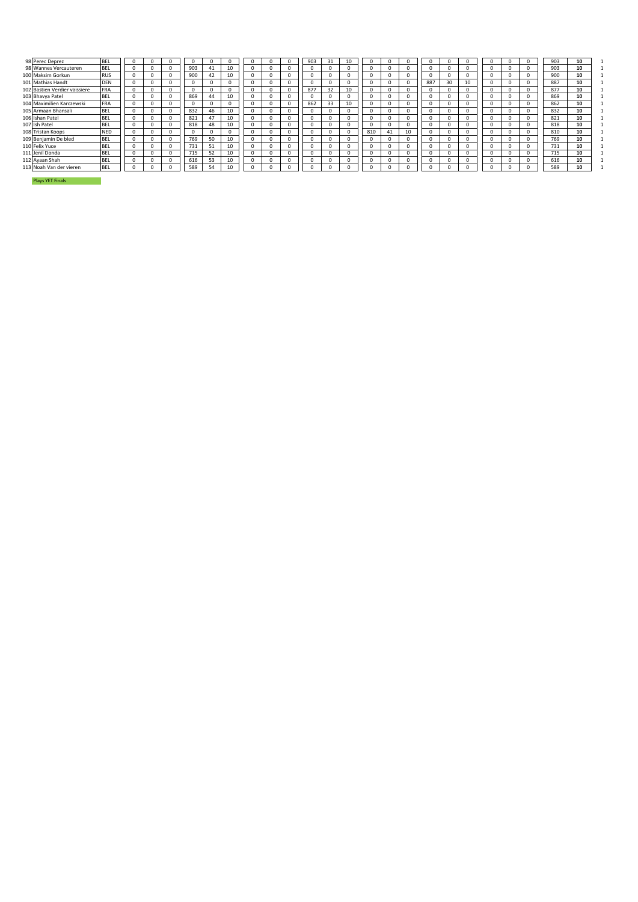| | | | | | | | | | | | | | | | | | | | | | | | | | | | | |
|---|---|---|---|---|---|---|---|---|---|---|---|---|---|---|---|---|---|---|---|---|---|---|---|---|---|---|---|---|
| 98 | Perec Deprez | BEL | 0 | 0 | 0 | 0 | 0 | 0 | 0 | 0 | 0 | 903 | 31 | 10 | 0 | 0 | 0 | 0 | 0 | 0 | 0 | 0 | 0 | 903 | 10 | 1 |
| 98 | Wannes Vercauteren | BEL | 0 | 0 | 0 | 903 | 41 | 10 | 0 | 0 | 0 | 0 | 0 | 0 | 0 | 0 | 0 | 0 | 0 | 0 | 0 | 0 | 0 | 903 | 10 | 1 |
| 100 | Maksim Gorkun | RUS | 0 | 0 | 0 | 900 | 42 | 10 | 0 | 0 | 0 | 0 | 0 | 0 | 0 | 0 | 0 | 0 | 0 | 0 | 0 | 0 | 0 | 900 | 10 | 1 |
| 101 | Mathias Handt | DEN | 0 | 0 | 0 | 0 | 0 | 0 | 0 | 0 | 0 | 0 | 0 | 0 | 0 | 0 | 0 | 887 | 30 | 10 | 0 | 0 | 0 | 887 | 10 | 1 |
| 102 | Bastien Verdier vaissiere | FRA | 0 | 0 | 0 | 0 | 0 | 0 | 0 | 0 | 0 | 877 | 32 | 10 | 0 | 0 | 0 | 0 | 0 | 0 | 0 | 0 | 0 | 877 | 10 | 1 |
| 103 | Bhavya Patel | BEL | 0 | 0 | 0 | 869 | 44 | 10 | 0 | 0 | 0 | 0 | 0 | 0 | 0 | 0 | 0 | 0 | 0 | 0 | 0 | 0 | 0 | 869 | 10 | 1 |
| 104 | Maximilien Karczewski | FRA | 0 | 0 | 0 | 0 | 0 | 0 | 0 | 0 | 0 | 862 | 33 | 10 | 0 | 0 | 0 | 0 | 0 | 0 | 0 | 0 | 0 | 862 | 10 | 1 |
| 105 | Armaan Bhansali | BEL | 0 | 0 | 0 | 832 | 46 | 10 | 0 | 0 | 0 | 0 | 0 | 0 | 0 | 0 | 0 | 0 | 0 | 0 | 0 | 0 | 0 | 832 | 10 | 1 |
| 106 | Ishan Patel | BEL | 0 | 0 | 0 | 821 | 47 | 10 | 0 | 0 | 0 | 0 | 0 | 0 | 0 | 0 | 0 | 0 | 0 | 0 | 0 | 0 | 0 | 821 | 10 | 1 |
| 107 | Ish Patel | BEL | 0 | 0 | 0 | 818 | 48 | 10 | 0 | 0 | 0 | 0 | 0 | 0 | 0 | 0 | 0 | 0 | 0 | 0 | 0 | 0 | 0 | 818 | 10 | 1 |
| 108 | Tristan Koops | NED | 0 | 0 | 0 | 0 | 0 | 0 | 0 | 0 | 0 | 0 | 0 | 0 | 810 | 41 | 10 | 0 | 0 | 0 | 0 | 0 | 0 | 810 | 10 | 1 |
| 109 | Benjamin De bled | BEL | 0 | 0 | 0 | 769 | 50 | 10 | 0 | 0 | 0 | 0 | 0 | 0 | 0 | 0 | 0 | 0 | 0 | 0 | 0 | 0 | 0 | 769 | 10 | 1 |
| 110 | Felix Yuce | BEL | 0 | 0 | 0 | 731 | 51 | 10 | 0 | 0 | 0 | 0 | 0 | 0 | 0 | 0 | 0 | 0 | 0 | 0 | 0 | 0 | 0 | 731 | 10 | 1 |
| 111 | Jenil Donda | BEL | 0 | 0 | 0 | 715 | 52 | 10 | 0 | 0 | 0 | 0 | 0 | 0 | 0 | 0 | 0 | 0 | 0 | 0 | 0 | 0 | 0 | 715 | 10 | 1 |
| 112 | Ayaan Shah | BEL | 0 | 0 | 0 | 616 | 53 | 10 | 0 | 0 | 0 | 0 | 0 | 0 | 0 | 0 | 0 | 0 | 0 | 0 | 0 | 0 | 0 | 616 | 10 | 1 |
| 113 | Noah Van der vieren | BEL | 0 | 0 | 0 | 589 | 54 | 10 | 0 | 0 | 0 | 0 | 0 | 0 | 0 | 0 | 0 | 0 | 0 | 0 | 0 | 0 | 0 | 589 | 10 | 1 |

Plays YET Finals